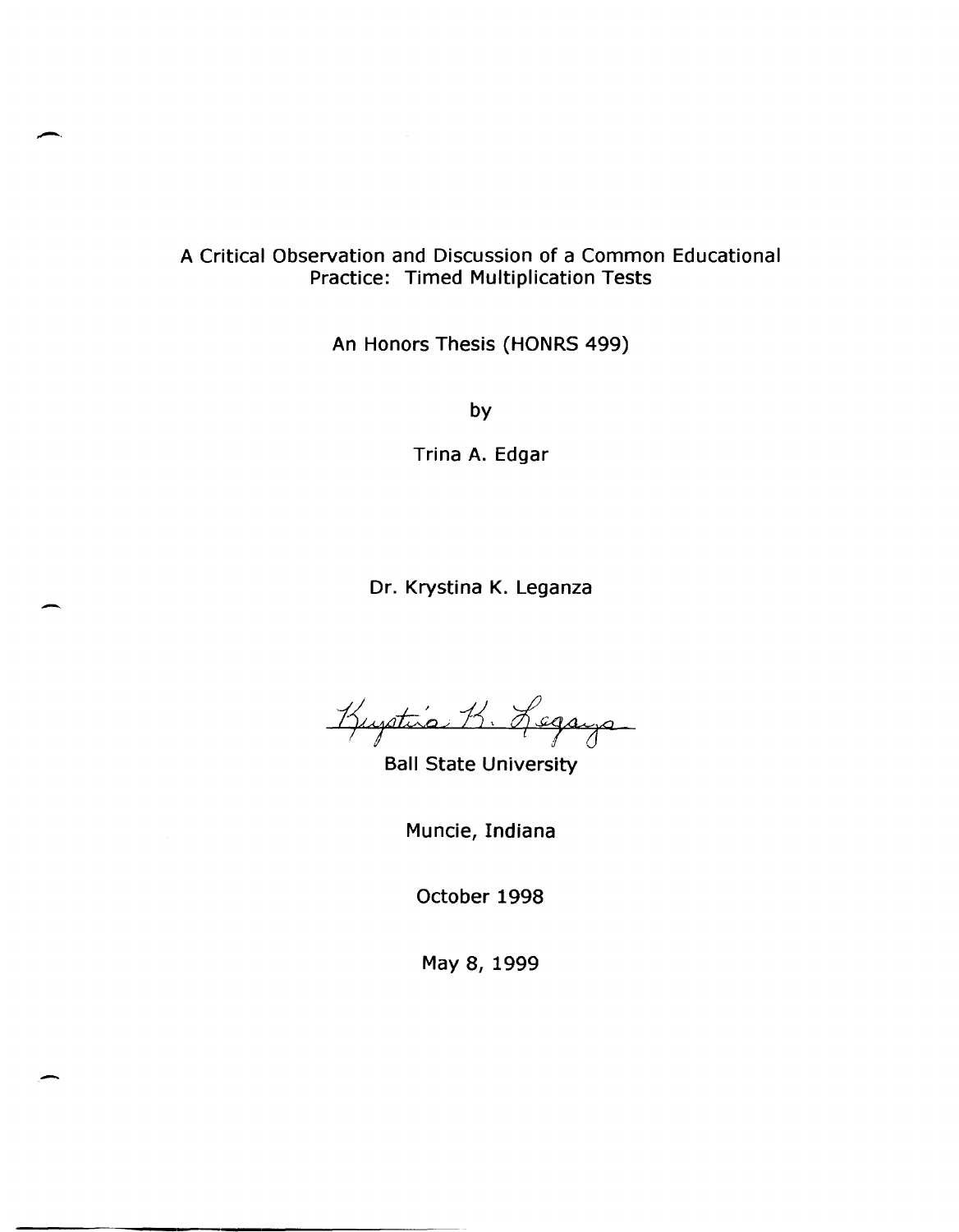A Critical Observation and Discussion of a Common Educational Practice: Timed Multiplication Tests

An Honors Thesis (HONRS 499)

by

Trina A. Edgar

Dr. Krystina K. Leganza

Krystina K. Leganza

Ball State University

Muncie, Indiana

October 1998

May 8, 1999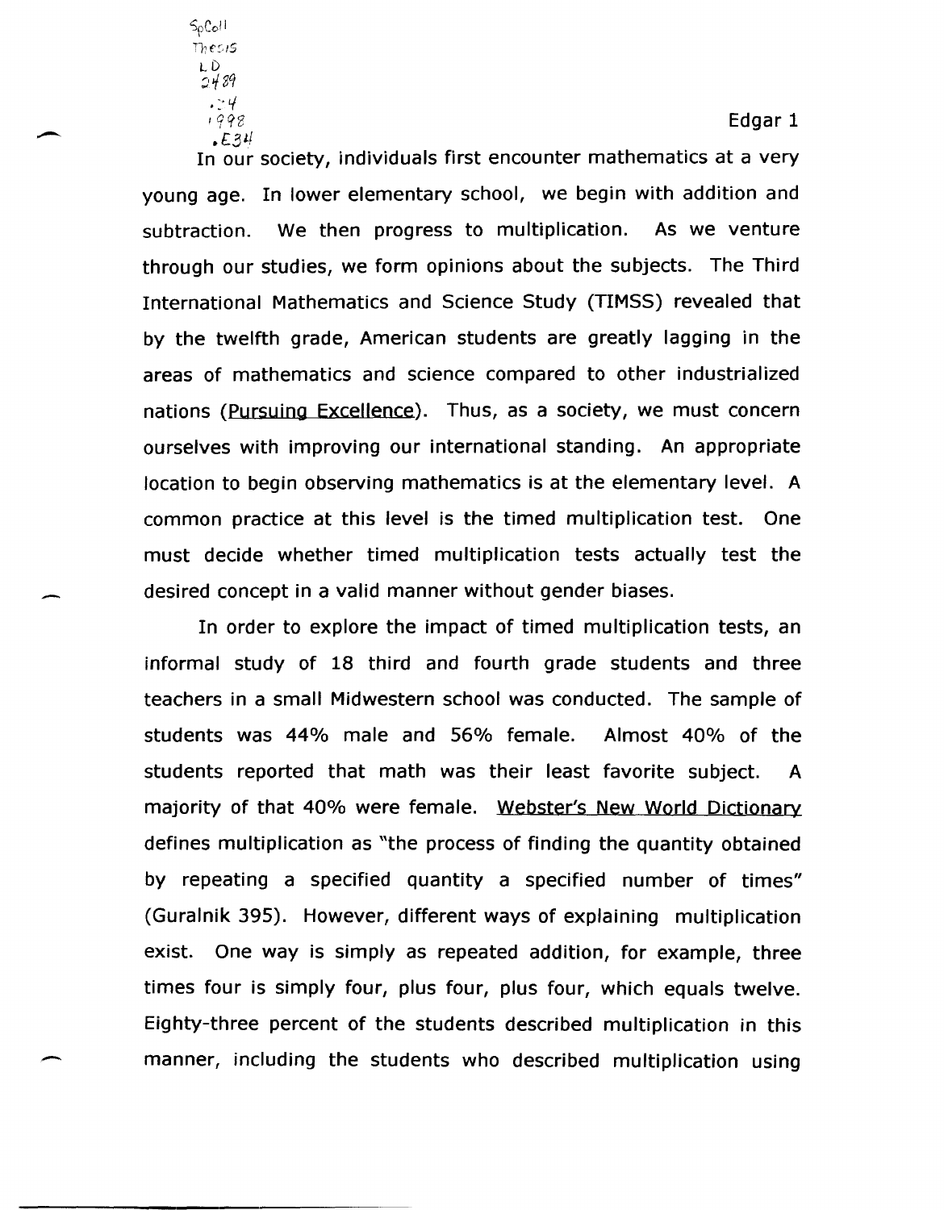In our society, individuals first encounter mathematics at a very young age. In lower elementary school, we begin with addition and subtraction. We then progress to multiplication. As we venture through our studies, we form opinions about the subjects. The Third International Mathematics and Science Study (TIMSS) revealed that by the twelfth grade, American students are greatly lagging in the areas of mathematics and science compared to other industrialized nations (Pursuing Excellence). Thus, as a society, we must concern ourselves with improving our international standing. An appropriate location to begin observing mathematics is at the elementary level. A common practice at this level is the timed multiplication test. One must decide whether timed multiplication tests actually test the desired concept in a valid manner without gender biases.

In order to explore the impact of timed multiplication tests, an informal study of 18 third and fourth grade students and three teachers in a small Midwestern school was conducted. The sample of students was 44% male and 56% female. Almost 40% of the students reported that math was their least favorite subject. A majority of that 40% were female. Webster's New World Dictionary defines multiplication as "the process of finding the quantity obtained by repeating a specified quantity a specified number of times" (Guralnik 395). However, different ways of explaining multiplication exist. One way is simply as repeated addition, for example, three times four is simply four, plus four, plus four, which equals twelve. Eighty-three percent of the students described multiplication in this manner, including the students who described multiplication using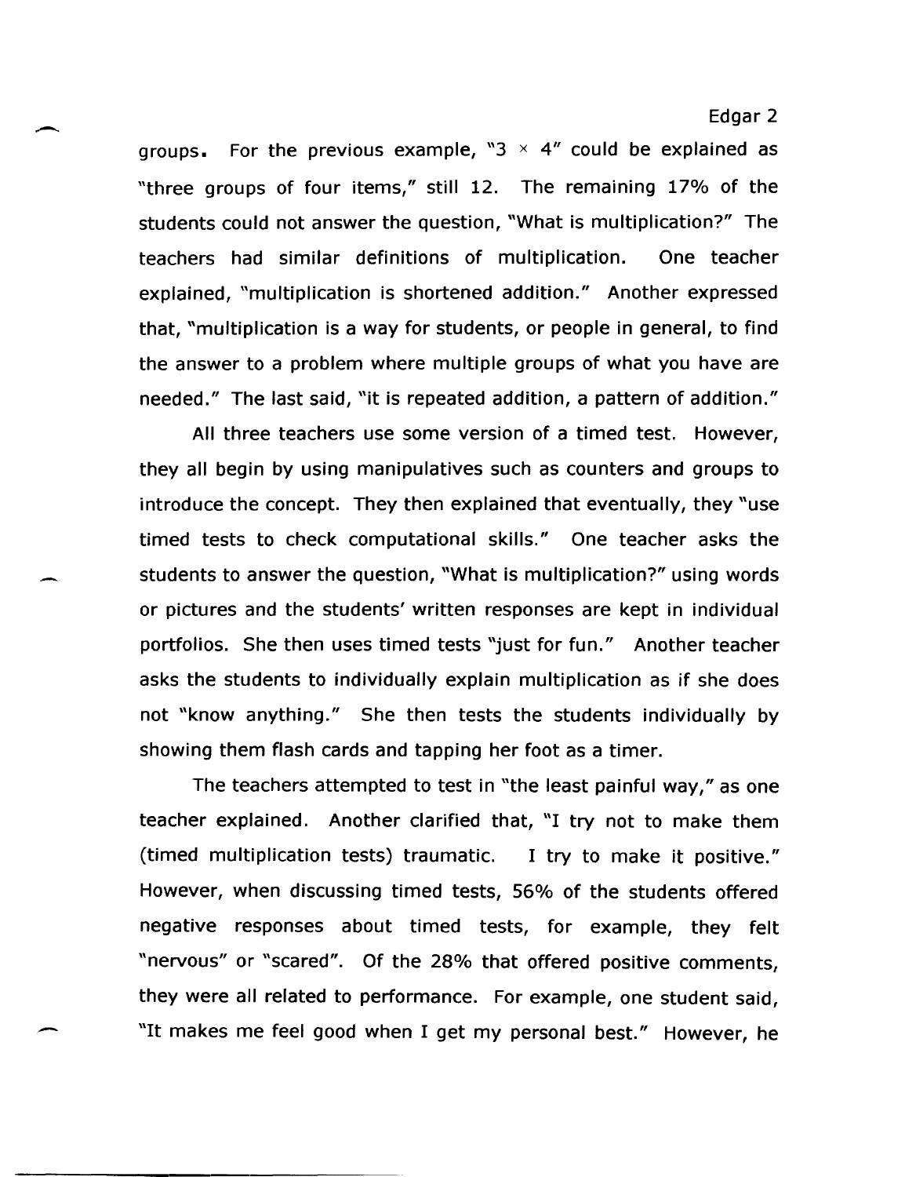groups. For the previous example, "3 × 4" could be explained as "three groups of four items," still 12. The remaining 17% of the students could not answer the question, "What is multiplication?" The teachers had similar definitions of multiplication. One teacher explained, "multiplication is shortened addition." Another expressed that, "multiplication is a way for students, or people in general, to find the answer to a problem where multiple groups of what you have are needed." The last said, "it is repeated addition, a pattern of addition."

All three teachers use some version of a timed test. However, they all begin by using manipulatives such as counters and groups to introduce the concept. They then explained that eventually, they "use timed tests to check computational skills." One teacher asks the students to answer the question, "What is multiplication?" using words or pictures and the students' written responses are kept in individual portfolios. She then uses timed tests "just for fun." Another teacher asks the students to individually explain multiplication as if she does not "know anything." She then tests the students individually by showing them flash cards and tapping her foot as a timer.

The teachers attempted to test in "the least painful way," as one teacher explained. Another clarified that, "I try not to make them (timed multiplication tests) traumatic. I try to make it positive." However, when discussing timed tests, 56% of the students offered negative responses about timed tests, for example, they felt "nervous" or "scared". Of the 28% that offered positive comments, they were all related to performance. For example, one student said, "It makes me feel good when I get my personal best." However, he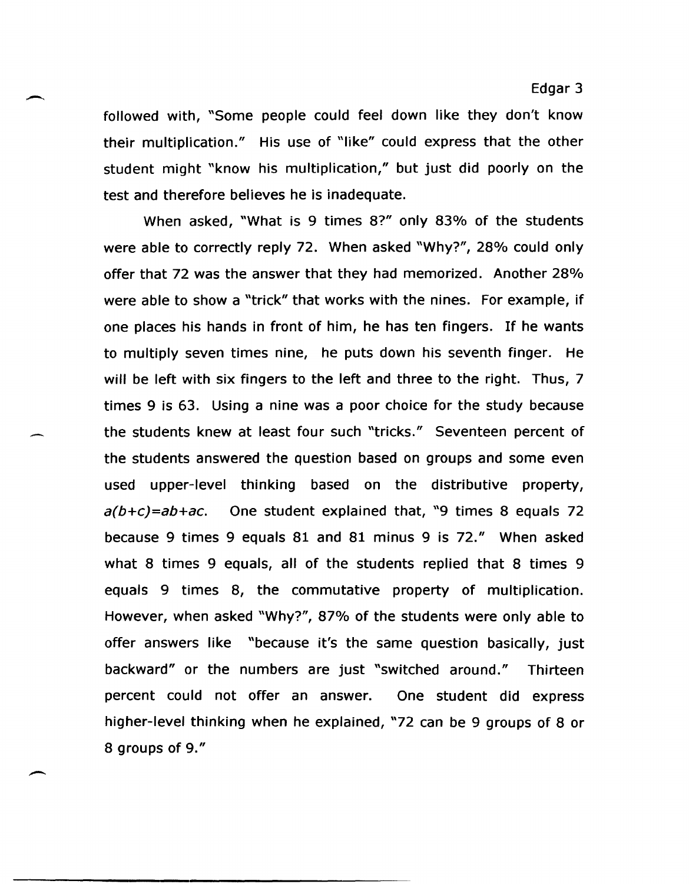followed with, "Some people could feel down like they don't know their multiplication." His use of "like" could express that the other student might "know his multiplication," but just did poorly on the test and therefore believes he is inadequate.

When asked, "What is 9 times 8?" only 83% of the students were able to correctly reply 72. When asked "Why?", 28% could only offer that 72 was the answer that they had memorized. Another 28% were able to show a "trick" that works with the nines. For example, if one places his hands in front of him, he has ten fingers. If he wants to multiply seven times nine, he puts down his seventh finger. He will be left with six fingers to the left and three to the right. Thus, 7 times 9 is 63. Using a nine was a poor choice for the study because the students knew at least four such "tricks." Seventeen percent of the students answered the question based on groups and some even used upper-level thinking based on the distributive property, $a(b+c)=ab+ac$. One student explained that, "9 times 8 equals 72 because 9 times 9 equals 81 and 81 minus 9 is 72." When asked what 8 times 9 equals, all of the students replied that 8 times 9 equals 9 times 8, the commutative property of multiplication. However, when asked "Why?", 87% of the students were only able to offer answers like "because it's the same question basically, just backward" or the numbers are just "switched around." Thirteen percent could not offer an answer. One student did express higher-level thinking when he explained, "72 can be 9 groups of 8 or 8 groups of 9."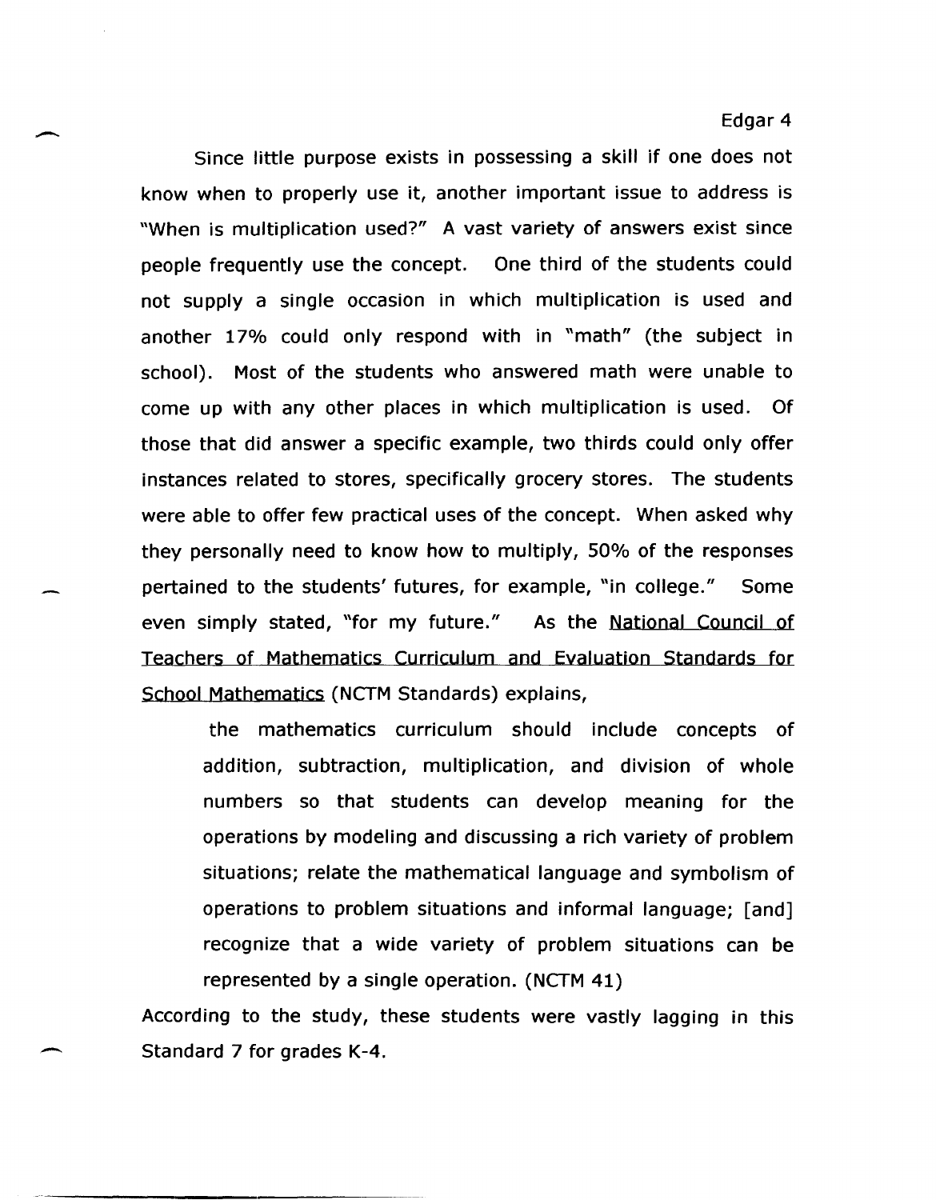Since little purpose exists in possessing a skill if one does not know when to properly use it, another important issue to address is "When is multiplication used?" A vast variety of answers exist since people frequently use the concept. One third of the students could not supply a single occasion in which multiplication is used and another 17% could only respond with in "math" (the subject in school). Most of the students who answered math were unable to come up with any other places in which multiplication is used. Of those that did answer a specific example, two thirds could only offer instances related to stores, specifically grocery stores. The students were able to offer few practical uses of the concept. When asked why they personally need to know how to multiply, 50% of the responses pertained to the students' futures, for example, "in college." Some even simply stated, "for my future." As the <u>National Council of Teachers of Mathematics Curriculum and Evaluation Standards for School Mathematics</u> (NCTM Standards) explains,

> the mathematics curriculum should include concepts of addition, subtraction, multiplication, and division of whole numbers so that students can develop meaning for the operations by modeling and discussing a rich variety of problem situations; relate the mathematical language and symbolism of operations to problem situations and informal language; [and] recognize that a wide variety of problem situations can be represented by a single operation. (NCTM 41)

According to the study, these students were vastly lagging in this Standard 7 for grades K-4.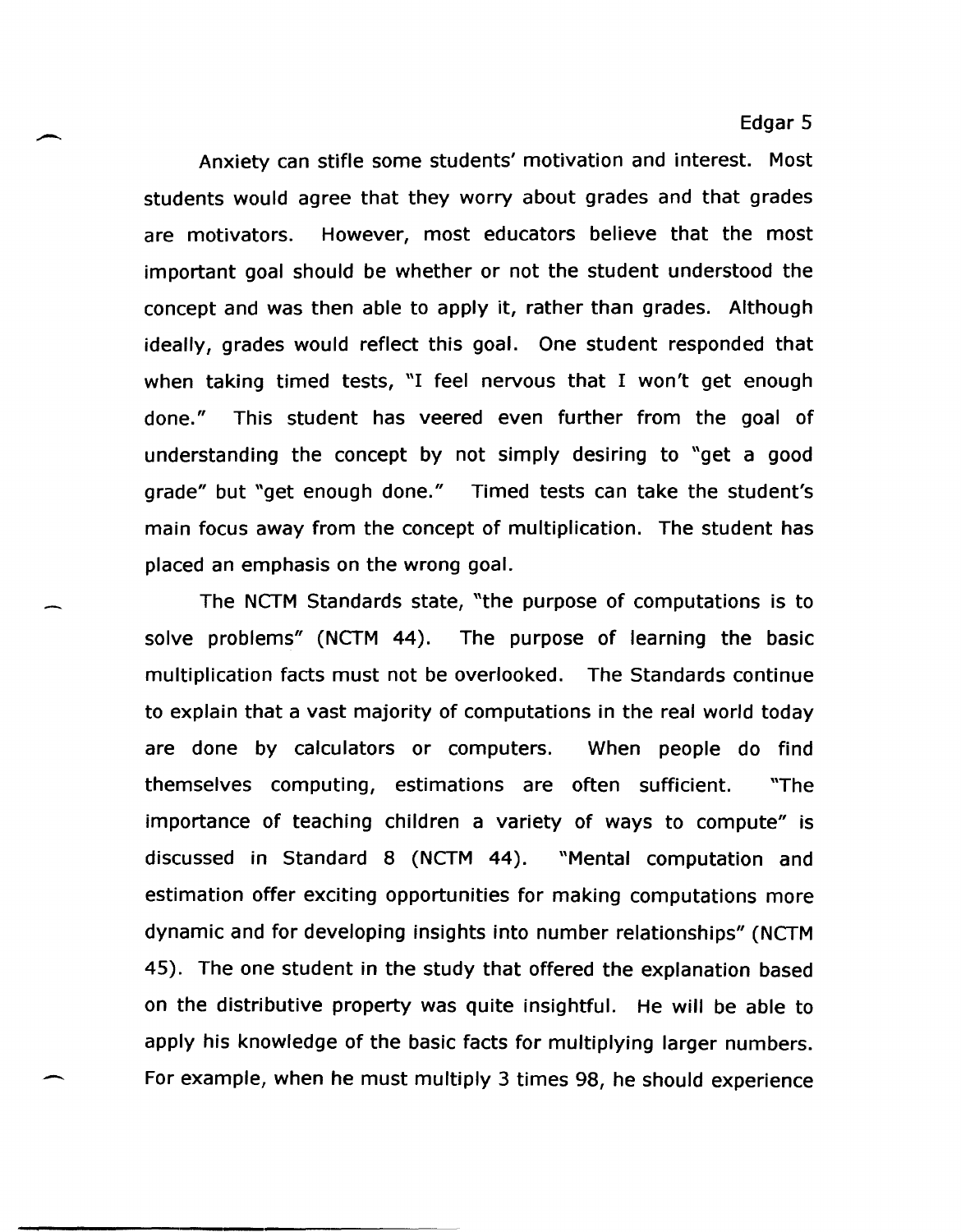Anxiety can stifle some students' motivation and interest. Most students would agree that they worry about grades and that grades are motivators. However, most educators believe that the most important goal should be whether or not the student understood the concept and was then able to apply it, rather than grades. Although ideally, grades would reflect this goal. One student responded that when taking timed tests, "I feel nervous that I won't get enough done." This student has veered even further from the goal of understanding the concept by not simply desiring to "get a good grade" but "get enough done." Timed tests can take the student's main focus away from the concept of multiplication. The student has placed an emphasis on the wrong goal.

The NCTM Standards state, "the purpose of computations is to solve problems" (NCTM 44). The purpose of learning the basic multiplication facts must not be overlooked. The Standards continue to explain that a vast majority of computations in the real world today are done by calculators or computers. When people do find themselves computing, estimations are often sufficient. "The importance of teaching children a variety of ways to compute" is discussed in Standard 8 (NCTM 44). "Mental computation and estimation offer exciting opportunities for making computations more dynamic and for developing insights into number relationships" (NCTM 45). The one student in the study that offered the explanation based on the distributive property was quite insightful. He will be able to apply his knowledge of the basic facts for multiplying larger numbers. For example, when he must multiply 3 times 98, he should experience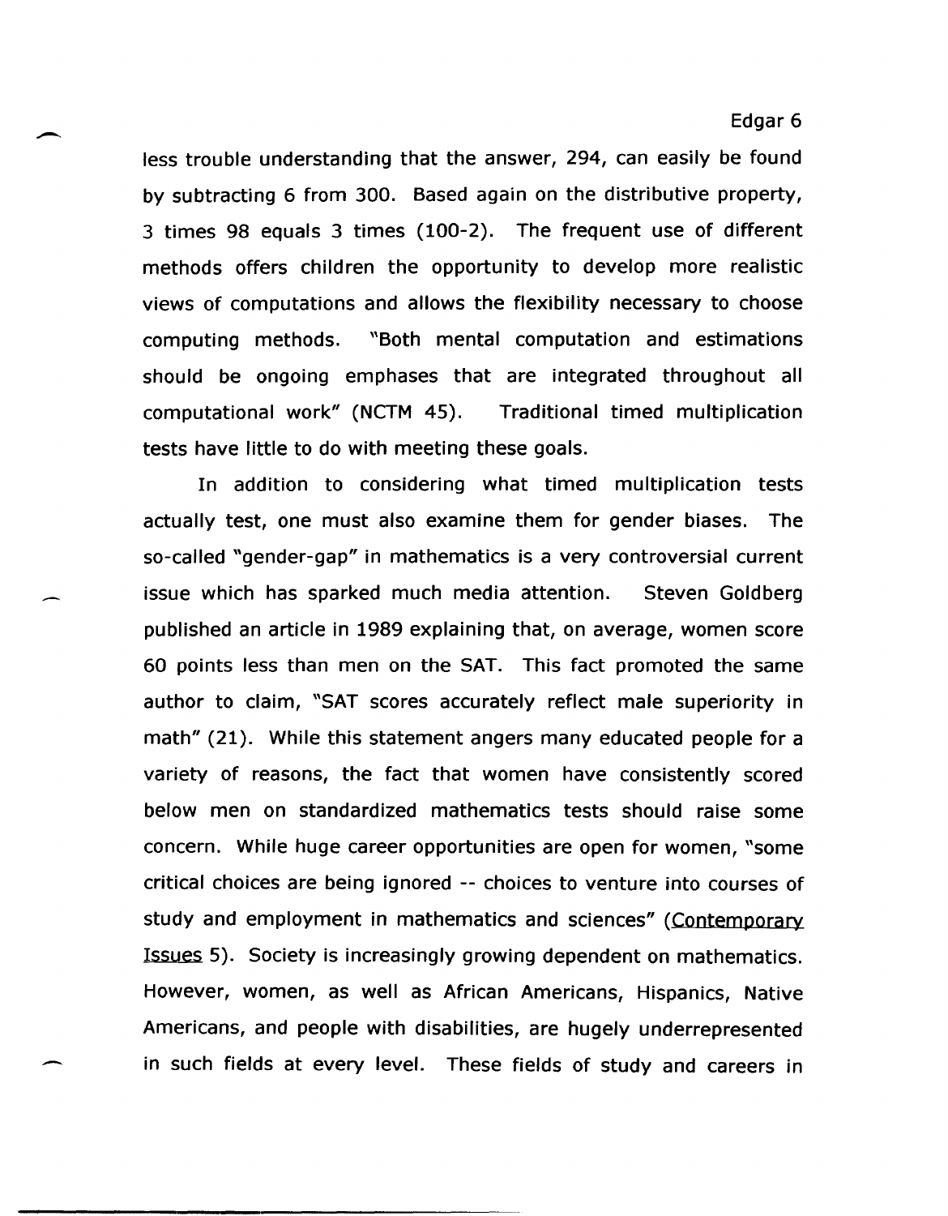less trouble understanding that the answer, 294, can easily be found by subtracting 6 from 300. Based again on the distributive property, 3 times 98 equals 3 times (100-2). The frequent use of different methods offers children the opportunity to develop more realistic views of computations and allows the flexibility necessary to choose computing methods. "Both mental computation and estimations should be ongoing emphases that are integrated throughout all computational work" (NCTM 45). Traditional timed multiplication tests have little to do with meeting these goals.

In addition to considering what timed multiplication tests actually test, one must also examine them for gender biases. The so-called "gender-gap" in mathematics is a very controversial current issue which has sparked much media attention. Steven Goldberg published an article in 1989 explaining that, on average, women score 60 points less than men on the SAT. This fact promoted the same author to claim, "SAT scores accurately reflect male superiority in math" (21). While this statement angers many educated people for a variety of reasons, the fact that women have consistently scored below men on standardized mathematics tests should raise some concern. While huge career opportunities are open for women, "some critical choices are being ignored -- choices to venture into courses of study and employment in mathematics and sciences" (<u>Contemporary Issues</u> 5). Society is increasingly growing dependent on mathematics. However, women, as well as African Americans, Hispanics, Native Americans, and people with disabilities, are hugely underrepresented in such fields at every level. These fields of study and careers in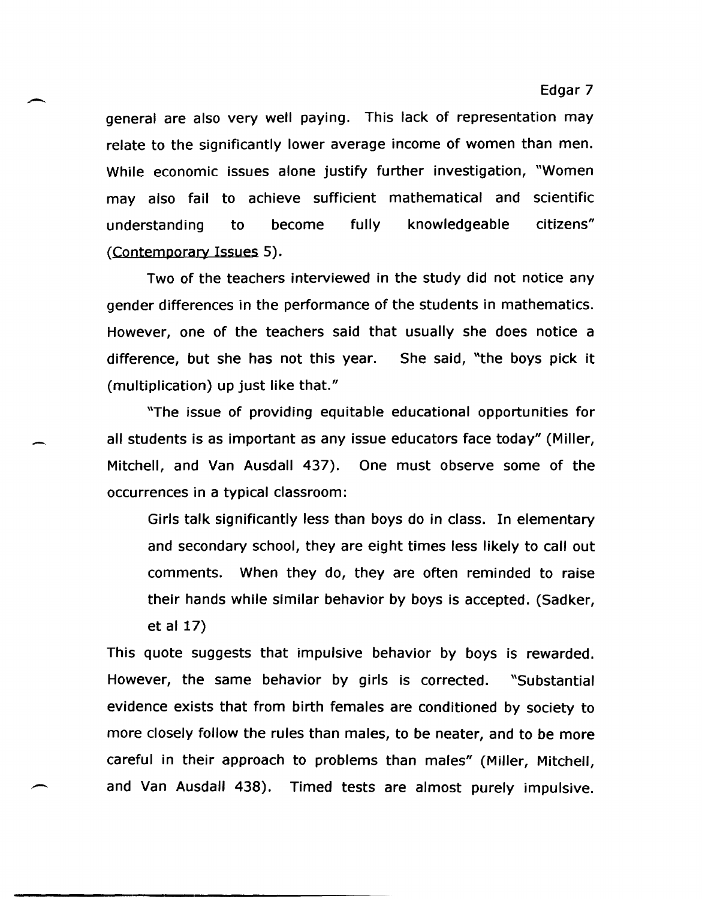general are also very well paying. This lack of representation may relate to the significantly lower average income of women than men. While economic issues alone justify further investigation, "Women may also fail to achieve sufficient mathematical and scientific understanding to become fully knowledgeable citizens" (Contemporary Issues 5).

Two of the teachers interviewed in the study did not notice any gender differences in the performance of the students in mathematics. However, one of the teachers said that usually she does notice a difference, but she has not this year. She said, "the boys pick it (multiplication) up just like that."

"The issue of providing equitable educational opportunities for all students is as important as any issue educators face today" (Miller, Mitchell, and Van Ausdall 437). One must observe some of the occurrences in a typical classroom:

> Girls talk significantly less than boys do in class. In elementary and secondary school, they are eight times less likely to call out comments. When they do, they are often reminded to raise their hands while similar behavior by boys is accepted. (Sadker, et al 17)

This quote suggests that impulsive behavior by boys is rewarded. However, the same behavior by girls is corrected. "Substantial evidence exists that from birth females are conditioned by society to more closely follow the rules than males, to be neater, and to be more careful in their approach to problems than males" (Miller, Mitchell, and Van Ausdall 438). Timed tests are almost purely impulsive.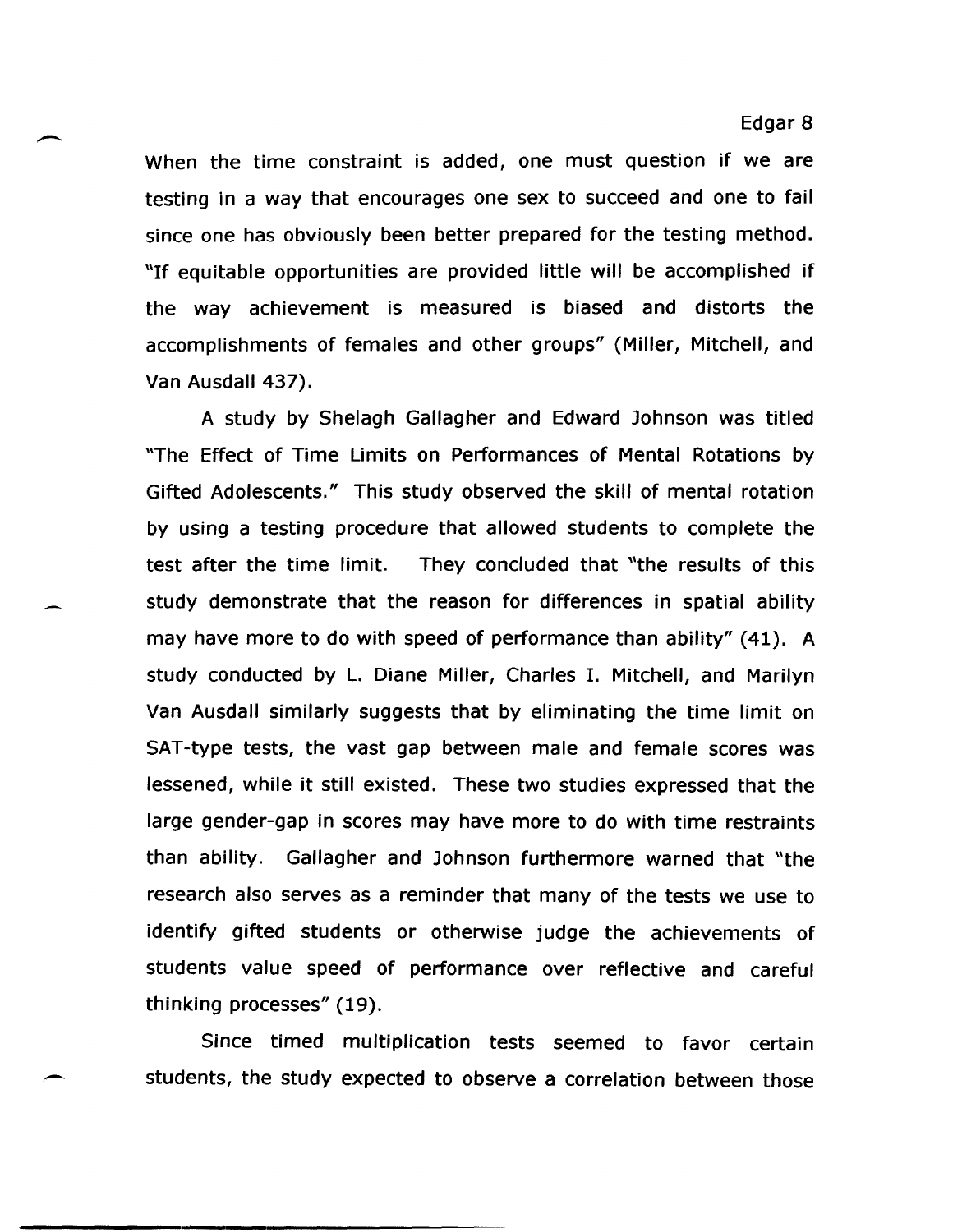When the time constraint is added, one must question if we are testing in a way that encourages one sex to succeed and one to fail since one has obviously been better prepared for the testing method. "If equitable opportunities are provided little will be accomplished if the way achievement is measured is biased and distorts the accomplishments of females and other groups" (Miller, Mitchell, and Van Ausdall 437).

A study by Shelagh Gallagher and Edward Johnson was titled "The Effect of Time Limits on Performances of Mental Rotations by Gifted Adolescents." This study observed the skill of mental rotation by using a testing procedure that allowed students to complete the test after the time limit. They concluded that "the results of this study demonstrate that the reason for differences in spatial ability may have more to do with speed of performance than ability" (41). A study conducted by L. Diane Miller, Charles I. Mitchell, and Marilyn Van Ausdall similarly suggests that by eliminating the time limit on SAT-type tests, the vast gap between male and female scores was lessened, while it still existed. These two studies expressed that the large gender-gap in scores may have more to do with time restraints than ability. Gallagher and Johnson furthermore warned that "the research also serves as a reminder that many of the tests we use to identify gifted students or otherwise judge the achievements of students value speed of performance over reflective and careful thinking processes" (19).

Since timed multiplication tests seemed to favor certain students, the study expected to observe a correlation between those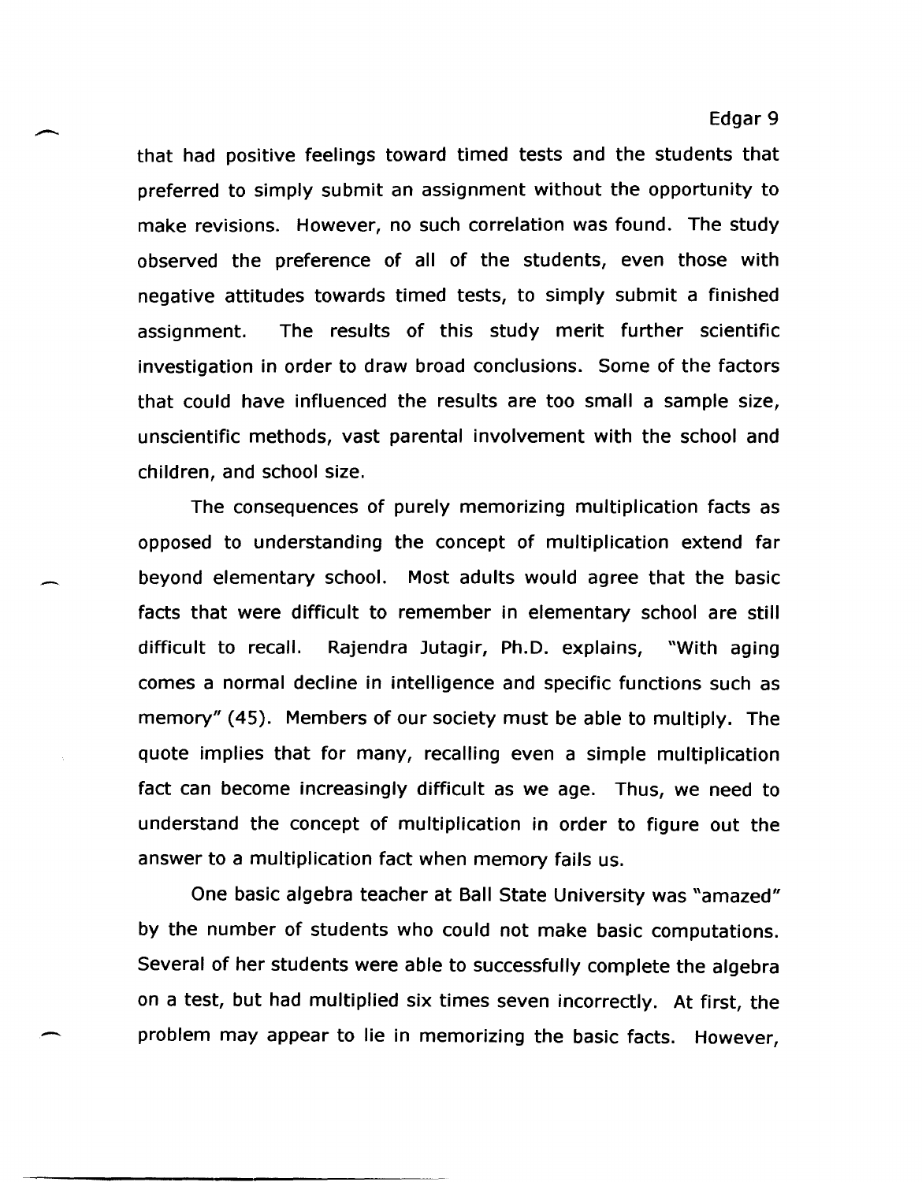that had positive feelings toward timed tests and the students that preferred to simply submit an assignment without the opportunity to make revisions. However, no such correlation was found. The study observed the preference of all of the students, even those with negative attitudes towards timed tests, to simply submit a finished assignment. The results of this study merit further scientific investigation in order to draw broad conclusions. Some of the factors that could have influenced the results are too small a sample size, unscientific methods, vast parental involvement with the school and children, and school size.

The consequences of purely memorizing multiplication facts as opposed to understanding the concept of multiplication extend far beyond elementary school. Most adults would agree that the basic facts that were difficult to remember in elementary school are still difficult to recall. Rajendra Jutagir, Ph.D. explains, "With aging comes a normal decline in intelligence and specific functions such as memory" (45). Members of our society must be able to multiply. The quote implies that for many, recalling even a simple multiplication fact can become increasingly difficult as we age. Thus, we need to understand the concept of multiplication in order to figure out the answer to a multiplication fact when memory fails us.

One basic algebra teacher at Ball State University was "amazed" by the number of students who could not make basic computations. Several of her students were able to successfully complete the algebra on a test, but had multiplied six times seven incorrectly. At first, the problem may appear to lie in memorizing the basic facts. However,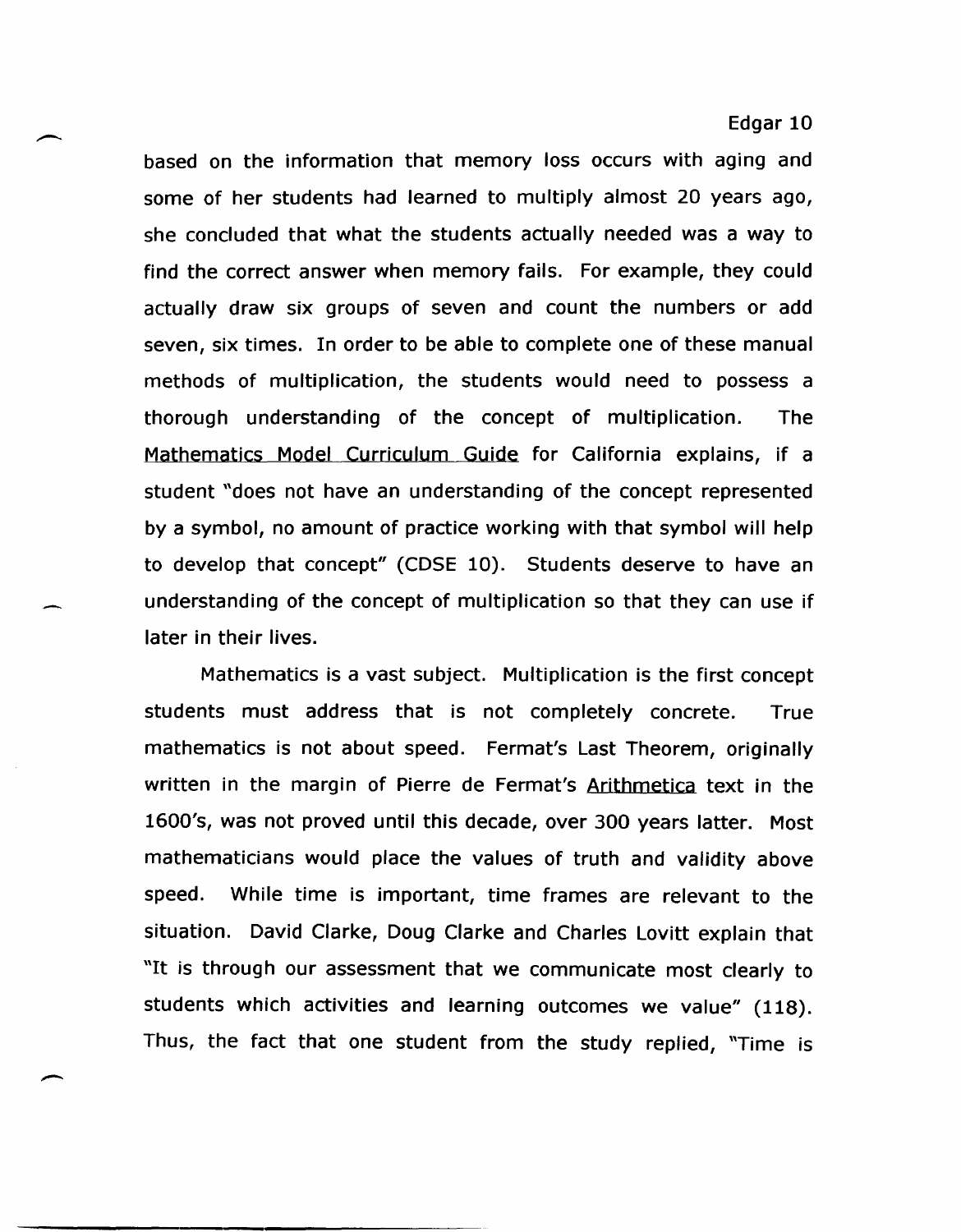based on the information that memory loss occurs with aging and some of her students had learned to multiply almost 20 years ago, she concluded that what the students actually needed was a way to find the correct answer when memory fails. For example, they could actually draw six groups of seven and count the numbers or add seven, six times. In order to be able to complete one of these manual methods of multiplication, the students would need to possess a thorough understanding of the concept of multiplication. The Mathematics Model Curriculum Guide for California explains, if a student "does not have an understanding of the concept represented by a symbol, no amount of practice working with that symbol will help to develop that concept" (CDSE 10). Students deserve to have an understanding of the concept of multiplication so that they can use if later in their lives.

Mathematics is a vast subject. Multiplication is the first concept students must address that is not completely concrete. True mathematics is not about speed. Fermat's Last Theorem, originally written in the margin of Pierre de Fermat's Arithmetica text in the 1600's, was not proved until this decade, over 300 years latter. Most mathematicians would place the values of truth and validity above speed. While time is important, time frames are relevant to the situation. David Clarke, Doug Clarke and Charles Lovitt explain that "It is through our assessment that we communicate most clearly to students which activities and learning outcomes we value" (118). Thus, the fact that one student from the study replied, "Time is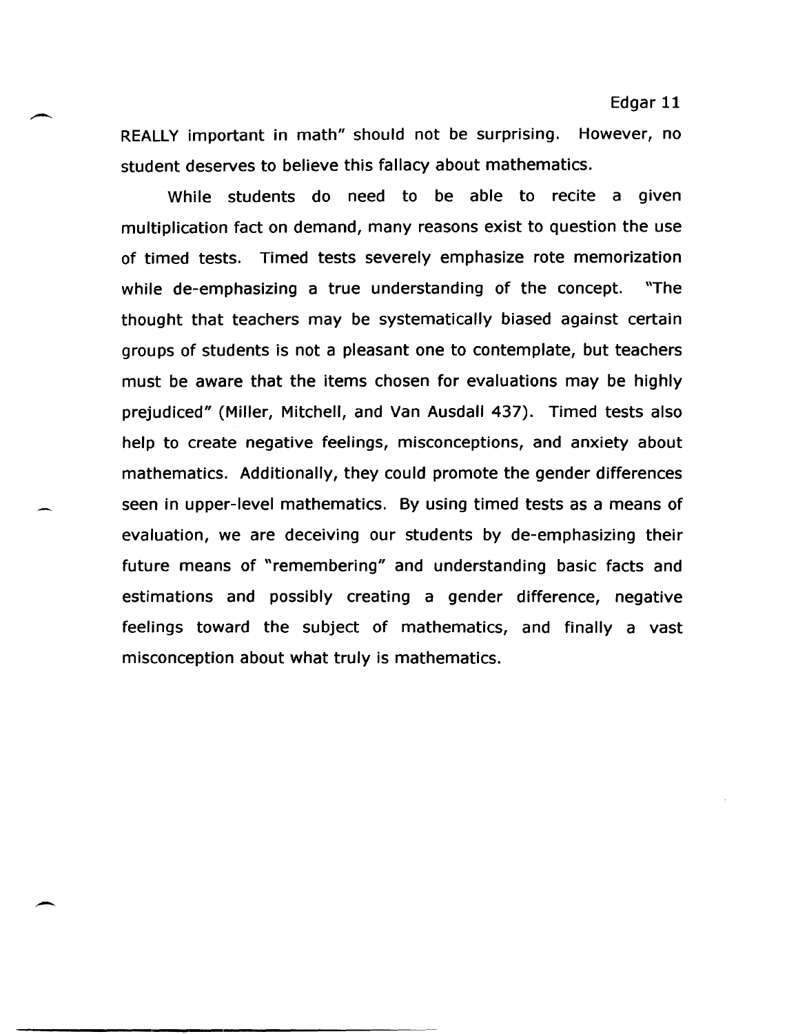REALLY important in math" should not be surprising. However, no student deserves to believe this fallacy about mathematics.

While students do need to be able to recite a given multiplication fact on demand, many reasons exist to question the use of timed tests. Timed tests severely emphasize rote memorization while de-emphasizing a true understanding of the concept. "The thought that teachers may be systematically biased against certain groups of students is not a pleasant one to contemplate, but teachers must be aware that the items chosen for evaluations may be highly prejudiced" (Miller, Mitchell, and Van Ausdall 437). Timed tests also help to create negative feelings, misconceptions, and anxiety about mathematics. Additionally, they could promote the gender differences seen in upper-level mathematics. By using timed tests as a means of evaluation, we are deceiving our students by de-emphasizing their future means of "remembering" and understanding basic facts and estimations and possibly creating a gender difference, negative feelings toward the subject of mathematics, and finally a vast misconception about what truly is mathematics.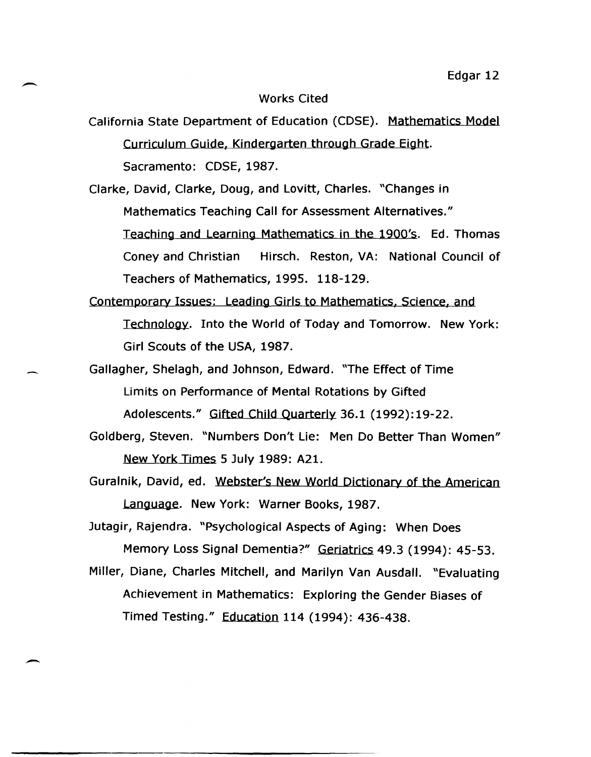## Works Cited

California State Department of Education (CDSE). Mathematics Model Curriculum Guide, Kindergarten through Grade Eight. Sacramento: CDSE, 1987.

Clarke, David, Clarke, Doug, and Lovitt, Charles. "Changes in Mathematics Teaching Call for Assessment Alternatives." Teaching and Learning Mathematics in the 1900's. Ed. Thomas Coney and Christian Hirsch. Reston, VA: National Council of Teachers of Mathematics, 1995. 118-129.

Contemporary Issues: Leading Girls to Mathematics, Science, and Technology. Into the World of Today and Tomorrow. New York: Girl Scouts of the USA, 1987.

Gallagher, Shelagh, and Johnson, Edward. "The Effect of Time Limits on Performance of Mental Rotations by Gifted Adolescents." Gifted Child Quarterly 36.1 (1992):19-22.

Goldberg, Steven. "Numbers Don't Lie: Men Do Better Than Women" New York Times 5 July 1989: A21.

Guralnik, David, ed. Webster's New World Dictionary of the American Language. New York: Warner Books, 1987.

Jutagir, Rajendra. "Psychological Aspects of Aging: When Does Memory Loss Signal Dementia?" Geriatrics 49.3 (1994): 45-53.

Miller, Diane, Charles Mitchell, and Marilyn Van Ausdall. "Evaluating Achievement in Mathematics: Exploring the Gender Biases of Timed Testing." Education 114 (1994): 436-438.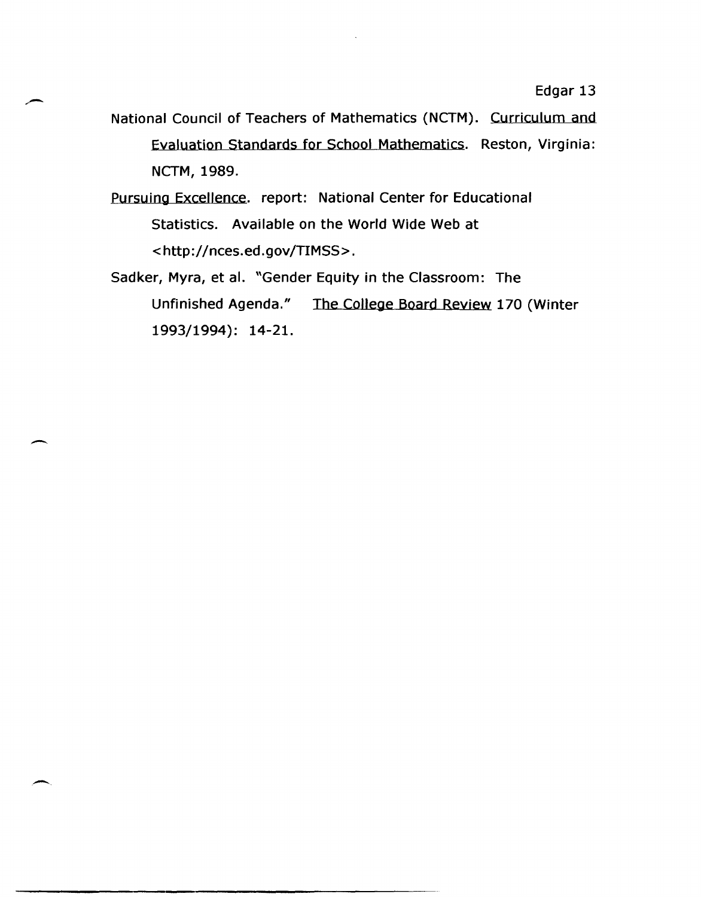National Council of Teachers of Mathematics (NCTM). Curriculum and Evaluation Standards for School Mathematics. Reston, Virginia: NCTM, 1989.

Pursuing Excellence. report: National Center for Educational Statistics. Available on the World Wide Web at <http://nces.ed.gov/TIMSS>.

Sadker, Myra, et al. "Gender Equity in the Classroom: The Unfinished Agenda." The College Board Review 170 (Winter 1993/1994): 14-21.